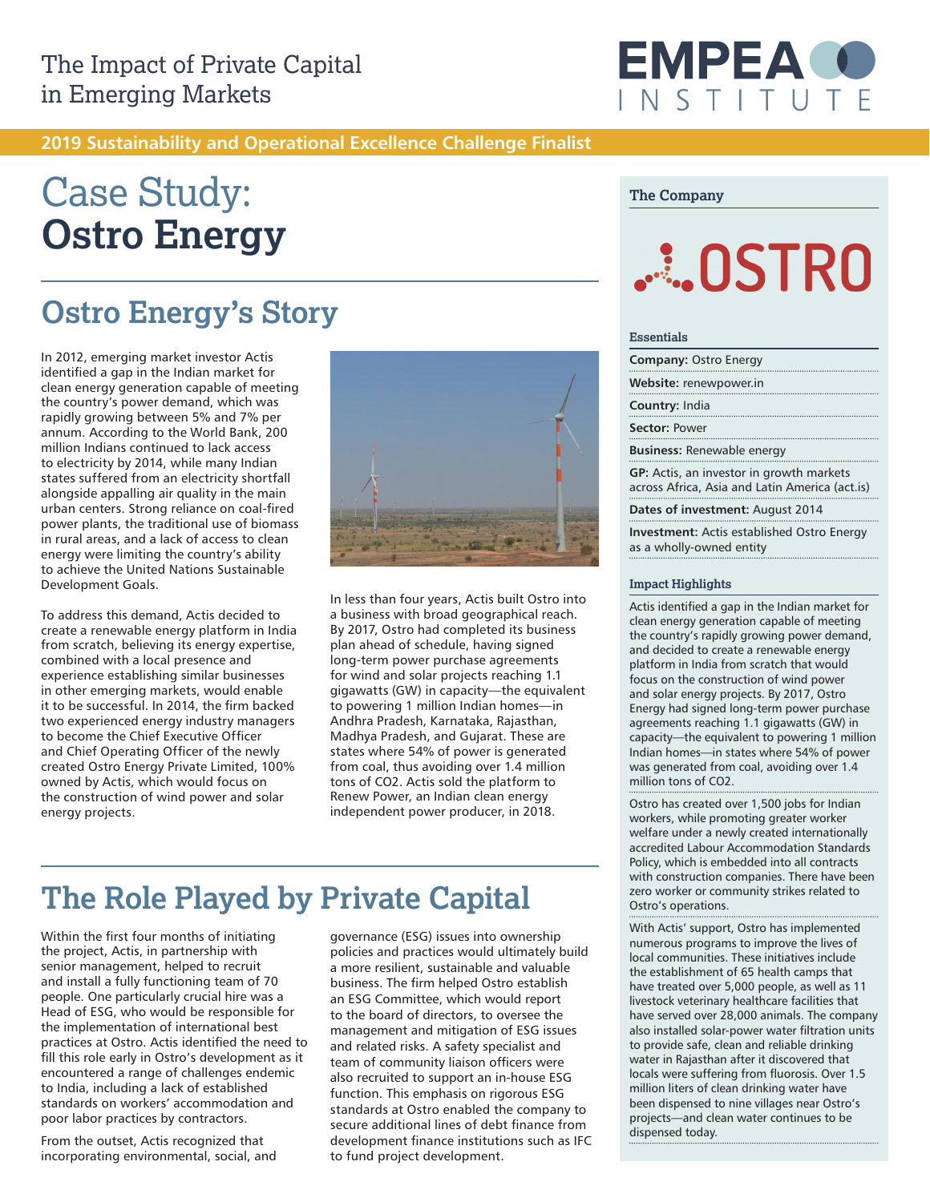The Impact of Private Capital in Emerging Markets

EMPEA INSTITUTE

**2019 Sustainability and Operational Excellence Challenge Finalist**

# Case Study: **Ostro Energy**

## Ostro Energy's Story

In 2012, emerging market investor Actis identified a gap in the Indian market for clean energy generation capable of meeting the country's power demand, which was rapidly growing between 5% and 7% per annum. According to the World Bank, 200 million Indians continued to lack access to electricity by 2014, while many Indian states suffered from an electricity shortfall alongside appalling air quality in the main urban centers. Strong reliance on coal-fired power plants, the traditional use of biomass in rural areas, and a lack of access to clean energy were limiting the country's ability to achieve the United Nations Sustainable Development Goals.

To address this demand, Actis decided to create a renewable energy platform in India from scratch, believing its energy expertise, combined with a local presence and experience establishing similar businesses in other emerging markets, would enable it to be successful. In 2014, the firm backed two experienced energy industry managers to become the Chief Executive Officer and Chief Operating Officer of the newly created Ostro Energy Private Limited, 100% owned by Actis, which would focus on the construction of wind power and solar energy projects.

In less than four years, Actis built Ostro into a business with broad geographical reach. By 2017, Ostro had completed its business plan ahead of schedule, having signed long-term power purchase agreements for wind and solar projects reaching 1.1 gigawatts (GW) in capacity—the equivalent to powering 1 million Indian homes—in Andhra Pradesh, Karnataka, Rajasthan, Madhya Pradesh, and Gujarat. These are states where 54% of power is generated from coal, thus avoiding over 1.4 million tons of $CO_2$. Actis sold the platform to Renew Power, an Indian clean energy independent power producer, in 2018.

## The Role Played by Private Capital

Within the first four months of initiating the project, Actis, in partnership with senior management, helped to recruit and install a fully functioning team of 70 people. One particularly crucial hire was a Head of ESG, who would be responsible for the implementation of international best practices at Ostro. Actis identified the need to fill this role early in Ostro's development as it encountered a range of challenges endemic to India, including a lack of established standards on workers' accommodation and poor labor practices by contractors.

From the outset, Actis recognized that incorporating environmental, social, and governance (ESG) issues into ownership policies and practices would ultimately build a more resilient, sustainable and valuable business. The firm helped Ostro establish an ESG Committee, which would report to the board of directors, to oversee the management and mitigation of ESG issues and related risks. A safety specialist and team of community liaison officers were also recruited to support an in-house ESG function. This emphasis on rigorous ESG standards at Ostro enabled the company to secure additional lines of debt finance from development finance institutions such as IFC to fund project development.

### The Company

OSTRO

#### Essentials

**Company:** Ostro Energy

**Website:** renewpower.in

**Country:** India

**Sector:** Power

**Business:** Renewable energy

**GP:** Actis, an investor in growth markets across Africa, Asia and Latin America (act.is)

**Dates of investment:** August 2014

**Investment:** Actis established Ostro Energy as a wholly-owned entity

#### Impact Highlights

Actis identified a gap in the Indian market for clean energy generation capable of meeting the country's rapidly growing power demand, and decided to create a renewable energy platform in India from scratch that would focus on the construction of wind power and solar energy projects. By 2017, Ostro Energy had signed long-term power purchase agreements reaching 1.1 gigawatts (GW) in capacity—the equivalent to powering 1 million Indian homes—in states where 54% of power was generated from coal, avoiding over 1.4 million tons of $CO_2$.

Ostro has created over 1,500 jobs for Indian workers, while promoting greater worker welfare under a newly created internationally accredited Labour Accommodation Standards Policy, which is embedded into all contracts with construction companies. There have been zero worker or community strikes related to Ostro's operations.

With Actis' support, Ostro has implemented numerous programs to improve the lives of local communities. These initiatives include the establishment of 65 health camps that have treated over 5,000 people, as well as 11 livestock veterinary healthcare facilities that have served over 28,000 animals. The company also installed solar-power water filtration units to provide safe, clean and reliable drinking water in Rajasthan after it discovered that locals were suffering from fluorosis. Over 1.5 million liters of clean drinking water have been dispensed to nine villages near Ostro's projects—and clean water continues to be dispensed today.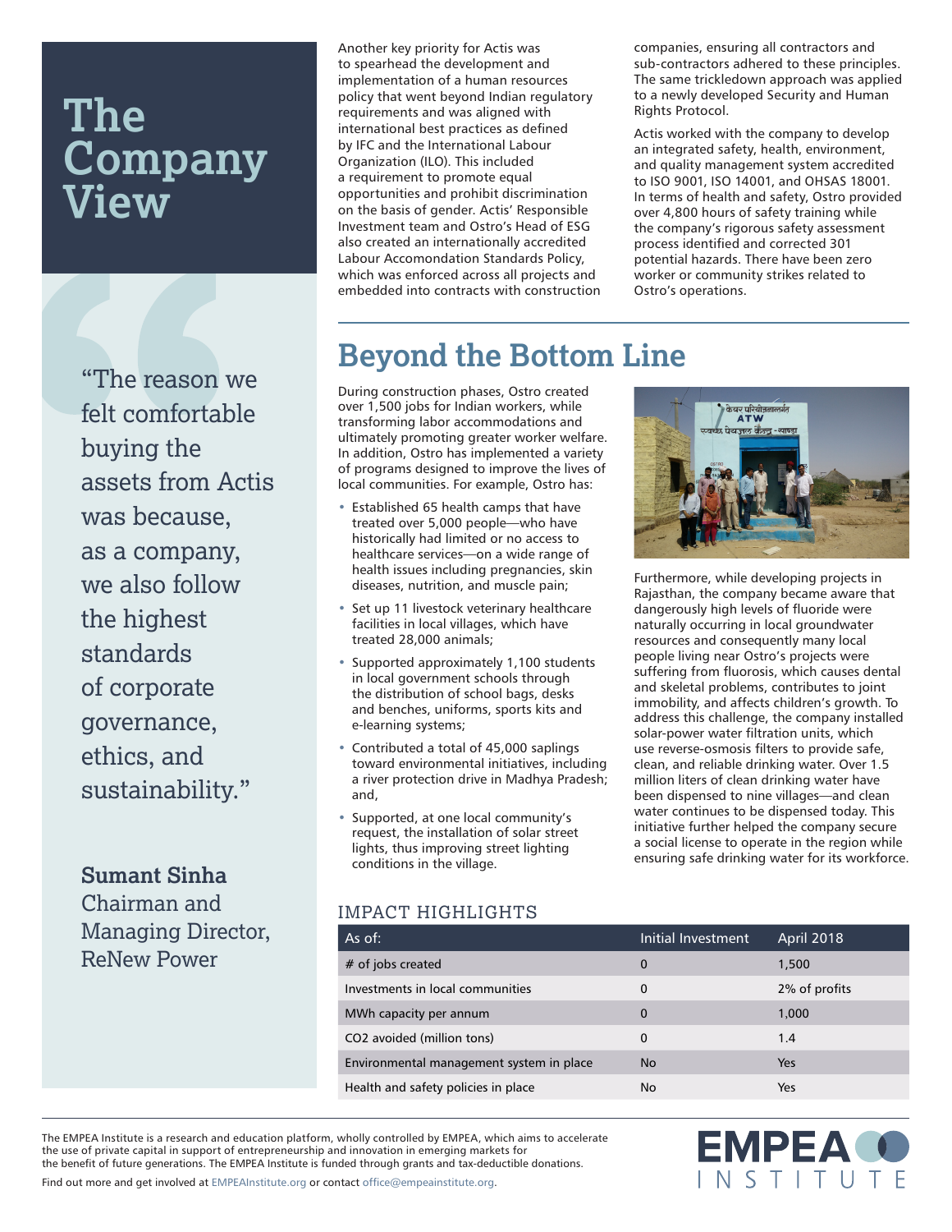# The Company View

> "The reason we felt comfortable buying the assets from Actis was because, as a company, we also follow the highest standards of corporate governance, ethics, and sustainability."

**Sumant Sinha**
Chairman and Managing Director, ReNew Power

Another key priority for Actis was to spearhead the development and implementation of a human resources policy that went beyond Indian regulatory requirements and was aligned with international best practices as defined by IFC and the International Labour Organization (ILO). This included a requirement to promote equal opportunities and prohibit discrimination on the basis of gender. Actis' Responsible Investment team and Ostro's Head of ESG also created an internationally accredited Labour Accomondation Standards Policy, which was enforced across all projects and embedded into contracts with construction companies, ensuring all contractors and sub-contractors adhered to these principles. The same trickledown approach was applied to a newly developed Security and Human Rights Protocol.

Actis worked with the company to develop an integrated safety, health, environment, and quality management system accredited to ISO 9001, ISO 14001, and OHSAS 18001. In terms of health and safety, Ostro provided over 4,800 hours of safety training while the company's rigorous safety assessment process identified and corrected 301 potential hazards. There have been zero worker or community strikes related to Ostro's operations.

## Beyond the Bottom Line

During construction phases, Ostro created over 1,500 jobs for Indian workers, while transforming labor accommodations and ultimately promoting greater worker welfare. In addition, Ostro has implemented a variety of programs designed to improve the lives of local communities. For example, Ostro has:

- Established 65 health camps that have treated over 5,000 people—who have historically had limited or no access to healthcare services—on a wide range of health issues including pregnancies, skin diseases, nutrition, and muscle pain;
- Set up 11 livestock veterinary healthcare facilities in local villages, which have treated 28,000 animals;
- Supported approximately 1,100 students in local government schools through the distribution of school bags, desks and benches, uniforms, sports kits and e-learning systems;
- Contributed a total of 45,000 saplings toward environmental initiatives, including a river protection drive in Madhya Pradesh; and,
- Supported, at one local community's request, the installation of solar street lights, thus improving street lighting conditions in the village.

Furthermore, while developing projects in Rajasthan, the company became aware that dangerously high levels of fluoride were naturally occurring in local groundwater resources and consequently many local people living near Ostro's projects were suffering from fluorosis, which causes dental and skeletal problems, contributes to joint immobility, and affects children's growth. To address this challenge, the company installed solar-power water filtration units, which use reverse-osmosis filters to provide safe, clean, and reliable drinking water. Over 1.5 million liters of clean drinking water have been dispensed to nine villages—and clean water continues to be dispensed today. This initiative further helped the company secure a social license to operate in the region while ensuring safe drinking water for its workforce.

### IMPACT HIGHLIGHTS

| As of: | Initial Investment | April 2018 |
| --- | --- | --- |
| # of jobs created | 0 | 1,500 |
| Investments in local communities | 0 | 2% of profits |
| MWh capacity per annum | 0 | 1,000 |
| $CO_2$ avoided (million tons) | 0 | 1.4 |
| Environmental management system in place | No | Yes |
| Health and safety policies in place | No | Yes |

The EMPEA Institute is a research and education platform, wholly controlled by EMPEA, which aims to accelerate the use of private capital in support of entrepreneurship and innovation in emerging markets for the benefit of future generations. The EMPEA Institute is funded through grants and tax-deductible donations.

Find out more and get involved at EMPEAInstitute.org or contact office@empeainstitute.org.

EMPEA INSTITUTE